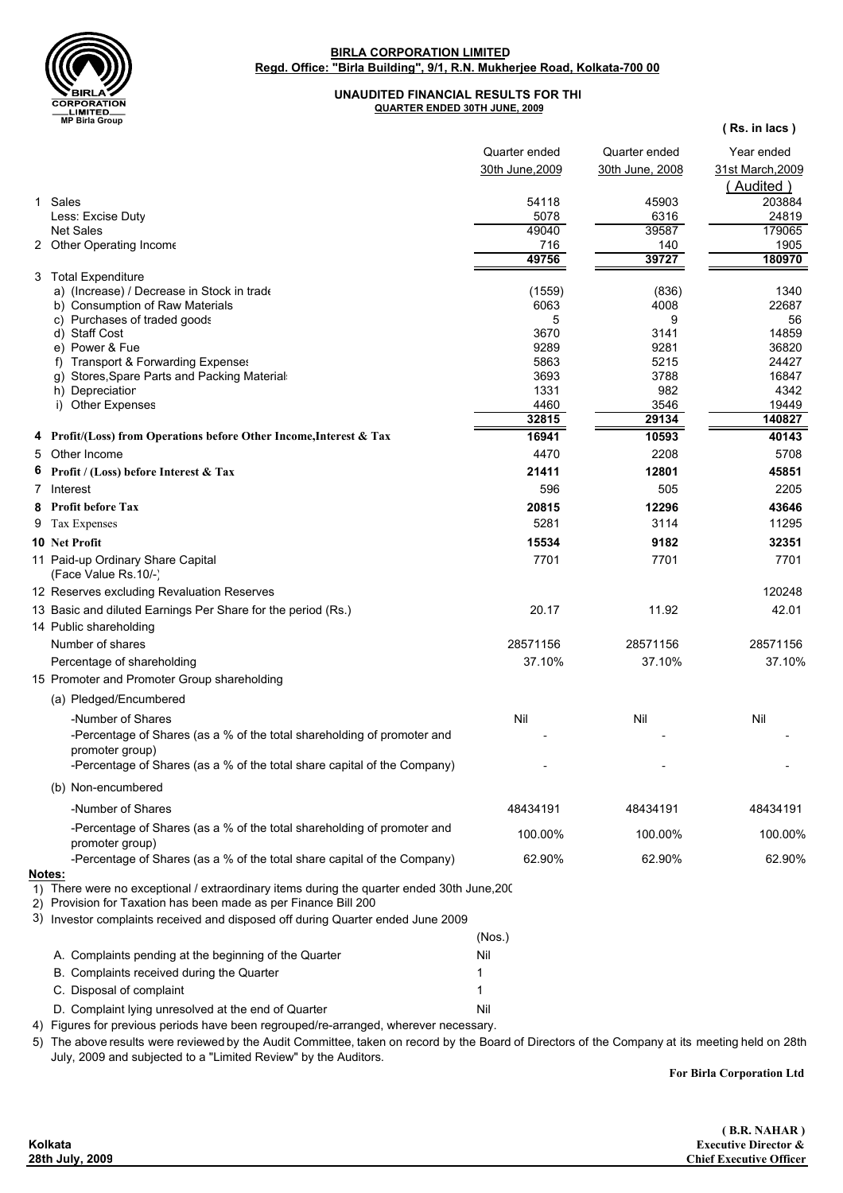# BIRLA CORPORATION LIMITED

**Regd. Office: "Birla Building", 9/1, R.N. Mukherjee Road, Kolkata-700 00**

## UNAUDITED FINANCIAL RESULTS FOR THE QUARTER ENDED 30TH JUNE, 2009

**( Rs. in lacs )**

| | | Quarter ended 30th June,2009 | Quarter ended 30th June, 2008 | Year ended 31st March,2009 (Audited) |
|---|---|---|---|---|
| 1 | Sales | 54118 | 45903 | 203884 |
| | Less: Excise Duty | 5078 | 6316 | 24819 |
| | Net Sales | 49040 | 39587 | 179065 |
| 2 | Other Operating Income | 716 | 140 | 1905 |
| | | 49756 | 39727 | 180970 |
| 3 | Total Expenditure | | | |
| | a) (Increase) / Decrease in Stock in trade | (1559) | (836) | 1340 |
| | b) Consumption of Raw Materials | 6063 | 4008 | 22687 |
| | c) Purchases of traded goods | 5 | 9 | 56 |
| | d) Staff Cost | 3670 | 3141 | 14859 |
| | e) Power & Fuel | 9289 | 9281 | 36820 |
| | f) Transport & Forwarding Expenses | 5863 | 5215 | 24427 |
| | g) Stores,Spare Parts and Packing Materials | 3693 | 3788 | 16847 |
| | h) Depreciation | 1331 | 982 | 4342 |
| | i) Other Expenses | 4460 | 3546 | 19449 |
| | | 32815 | 29134 | 140827 |
| **4** | **Profit/(Loss) from Operations before Other Income,Interest & Tax** | **16941** | **10593** | **40143** |
| 5 | Other Income | 4470 | 2208 | 5708 |
| **6** | **Profit / (Loss) before Interest & Tax** | **21411** | **12801** | **45851** |
| 7 | Interest | 596 | 505 | 2205 |
| **8** | **Profit before Tax** | **20815** | **12296** | **43646** |
| 9 | Tax Expenses | 5281 | 3114 | 11295 |
| **10** | **Net Profit** | **15534** | **9182** | **32351** |
| 11 | Paid-up Ordinary Share Capital (Face Value Rs.10/-) | 7701 | 7701 | 7701 |
| 12 | Reserves excluding Revaluation Reserves | | | 120248 |
| 13 | Basic and diluted Earnings Per Share for the period (Rs.) | 20.17 | 11.92 | 42.01 |
| 14 | Public shareholding | | | |
| | Number of shares | 28571156 | 28571156 | 28571156 |
| | Percentage of shareholding | 37.10% | 37.10% | 37.10% |
| 15 | Promoter and Promoter Group shareholding | | | |
| | (a) Pledged/Encumbered | | | |
| | -Number of Shares | Nil | Nil | Nil |
| | -Percentage of Shares (as a % of the total shareholding of promoter and promoter group) | - | - | - |
| | -Percentage of Shares (as a % of the total share capital of the Company) | - | - | - |
| | (b) Non-encumbered | | | |
| | -Number of Shares | 48434191 | 48434191 | 48434191 |
| | -Percentage of Shares (as a % of the total shareholding of promoter and promoter group) | 100.00% | 100.00% | 100.00% |
| | -Percentage of Shares (as a % of the total share capital of the Company) | 62.90% | 62.90% | 62.90% |

**Notes:**

1) There were no exceptional / extraordinary items during the quarter ended 30th June,200

2) Provision for Taxation has been made as per Finance Bill 200

3) Investor complaints received and disposed off during Quarter ended June 2009

| | (Nos.) |
|---|---|
| A. Complaints pending at the beginning of the Quarter | Nil |
| B. Complaints received during the Quarter | 1 |
| C. Disposal of complaint | 1 |
| D. Complaint lying unresolved at the end of Quarter | Nil |

4) Figures for previous periods have been regrouped/re-arranged, wherever necessary.

5) The above results were reviewed by the Audit Committee, taken on record by the Board of Directors of the Company at its meeting held on 28th July, 2009 and subjected to a "Limited Review" by the Auditors.

**For Birla Corporation Ltd**

**( B.R. NAHAR )**
**Executive Director &**
**Chief Executive Officer**

**Kolkata**
**28th July, 2009**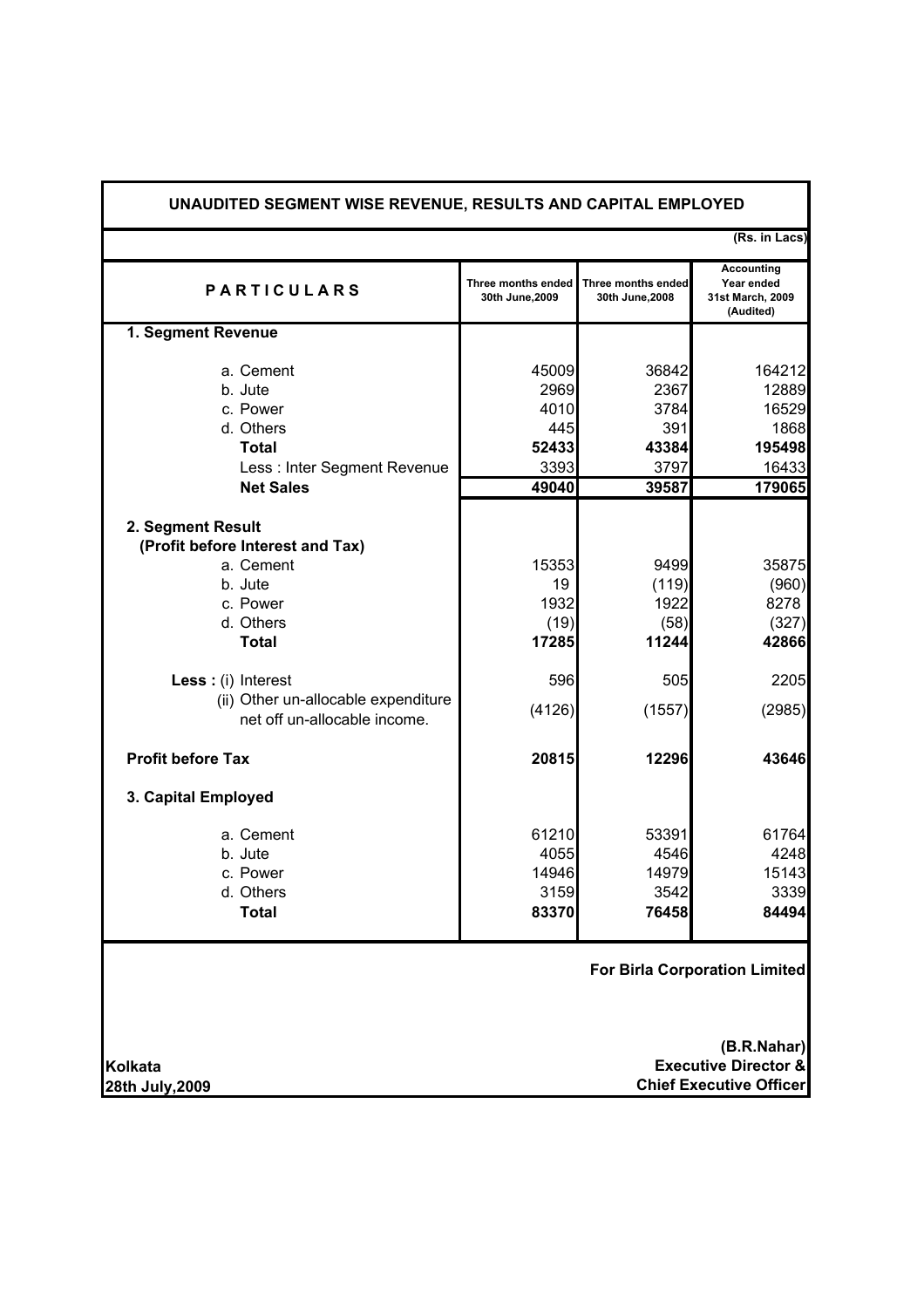## UNAUDITED SEGMENT WISE REVENUE, RESULTS AND CAPITAL EMPLOYED

(Rs. in Lacs)

| PARTICULARS | Three months ended 30th June,2009 | Three months ended 30th June,2008 | Accounting Year ended 31st March, 2009 (Audited) |
|---|---|---|---|
| **1. Segment Revenue** | | | |
| a. Cement | 45009 | 36842 | 164212 |
| b. Jute | 2969 | 2367 | 12889 |
| c. Power | 4010 | 3784 | 16529 |
| d. Others | 445 | 391 | 1868 |
| **Total** | **52433** | **43384** | **195498** |
| Less : Inter Segment Revenue | 3393 | 3797 | 16433 |
| **Net Sales** | **49040** | **39587** | **179065** |
| **2. Segment Result (Profit before Interest and Tax)** | | | |
| a. Cement | 15353 | 9499 | 35875 |
| b. Jute | 19 | (119) | (960) |
| c. Power | 1932 | 1922 | 8278 |
| d. Others | (19) | (58) | (327) |
| **Total** | **17285** | **11244** | **42866** |
| **Less :** (i) Interest | 596 | 505 | 2205 |
| (ii) Other un-allocable expenditure net off un-allocable income. | (4126) | (1557) | (2985) |
| **Profit before Tax** | **20815** | **12296** | **43646** |
| **3. Capital Employed** | | | |
| a. Cement | 61210 | 53391 | 61764 |
| b. Jute | 4055 | 4546 | 4248 |
| c. Power | 14946 | 14979 | 15143 |
| d. Others | 3159 | 3542 | 3339 |
| **Total** | **83370** | **76458** | **84494** |

**For Birla Corporation Limited**

**(B.R.Nahar)**
**Executive Director &**
**Chief Executive Officer**

**Kolkata**
**28th July,2009**